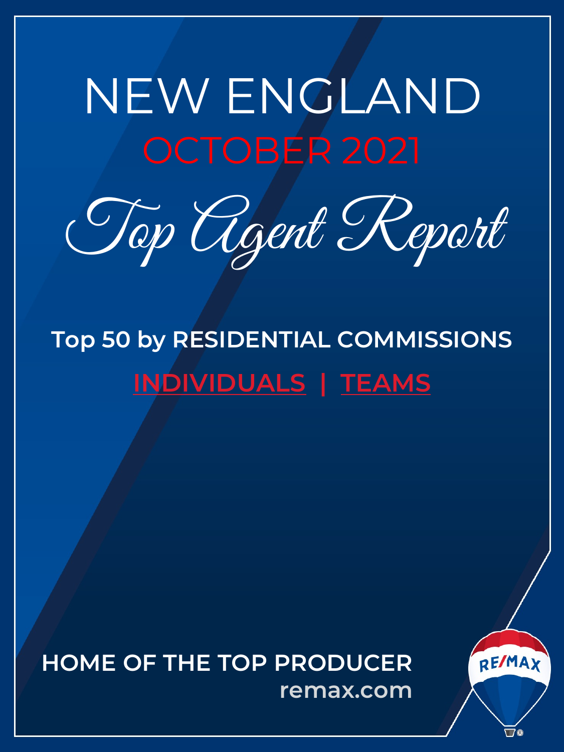# NEW ENGLAND

## OCTOBER 2021

# Top Agent Report

**Top 50 by RESIDENTIAL COMMISSIONS**

**INDIVIDUALS | TEAMS**

**HOME OF THE TOP PRODUCER**

**remax.com**

RE/MAX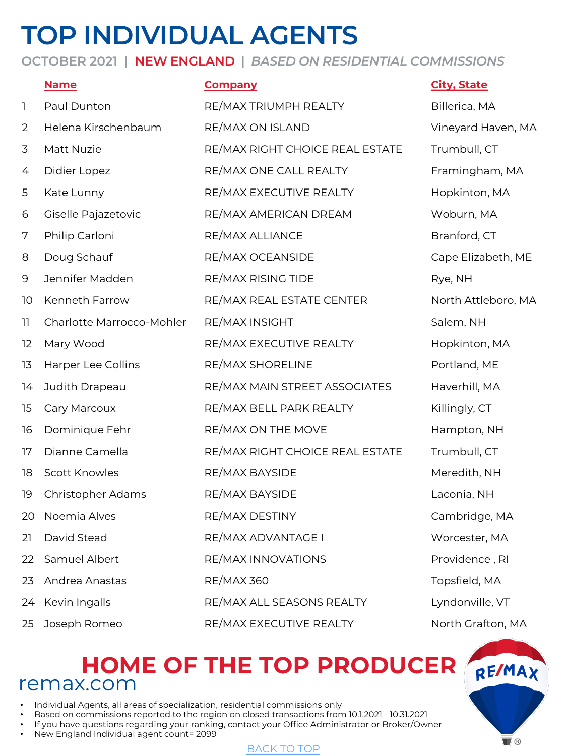# TOP INDIVIDUAL AGENTS

OCTOBER 2021 | NEW ENGLAND | *BASED ON RESIDENTIAL COMMISSIONS*

| | Name | Company | City, State |
|---|---|---|---|
| 1 | Paul Dunton | RE/MAX TRIUMPH REALTY | Billerica, MA |
| 2 | Helena Kirschenbaum | RE/MAX ON ISLAND | Vineyard Haven, MA |
| 3 | Matt Nuzie | RE/MAX RIGHT CHOICE REAL ESTATE | Trumbull, CT |
| 4 | Didier Lopez | RE/MAX ONE CALL REALTY | Framingham, MA |
| 5 | Kate Lunny | RE/MAX EXECUTIVE REALTY | Hopkinton, MA |
| 6 | Giselle Pajazetovic | RE/MAX AMERICAN DREAM | Woburn, MA |
| 7 | Philip Carloni | RE/MAX ALLIANCE | Branford, CT |
| 8 | Doug Schauf | RE/MAX OCEANSIDE | Cape Elizabeth, ME |
| 9 | Jennifer Madden | RE/MAX RISING TIDE | Rye, NH |
| 10 | Kenneth Farrow | RE/MAX REAL ESTATE CENTER | North Attleboro, MA |
| 11 | Charlotte Marrocco-Mohler | RE/MAX INSIGHT | Salem, NH |
| 12 | Mary Wood | RE/MAX EXECUTIVE REALTY | Hopkinton, MA |
| 13 | Harper Lee Collins | RE/MAX SHORELINE | Portland, ME |
| 14 | Judith Drapeau | RE/MAX MAIN STREET ASSOCIATES | Haverhill, MA |
| 15 | Cary Marcoux | RE/MAX BELL PARK REALTY | Killingly, CT |
| 16 | Dominique Fehr | RE/MAX ON THE MOVE | Hampton, NH |
| 17 | Dianne Camella | RE/MAX RIGHT CHOICE REAL ESTATE | Trumbull, CT |
| 18 | Scott Knowles | RE/MAX BAYSIDE | Meredith, NH |
| 19 | Christopher Adams | RE/MAX BAYSIDE | Laconia, NH |
| 20 | Noemia Alves | RE/MAX DESTINY | Cambridge, MA |
| 21 | David Stead | RE/MAX ADVANTAGE I | Worcester, MA |
| 22 | Samuel Albert | RE/MAX INNOVATIONS | Providence , RI |
| 23 | Andrea Anastas | RE/MAX 360 | Topsfield, MA |
| 24 | Kevin Ingalls | RE/MAX ALL SEASONS REALTY | Lyndonville, VT |
| 25 | Joseph Romeo | RE/MAX EXECUTIVE REALTY | North Grafton, MA |

## HOME OF THE TOP PRODUCER

remax.com

- Individual Agents, all areas of specialization, residential commissions only
- Based on commissions reported to the region on closed transactions from 10.1.2021 - 10.31.2021
- If you have questions regarding your ranking, contact your Office Administrator or Broker/Owner
- New England Individual agent count= 2099

BACK TO TOP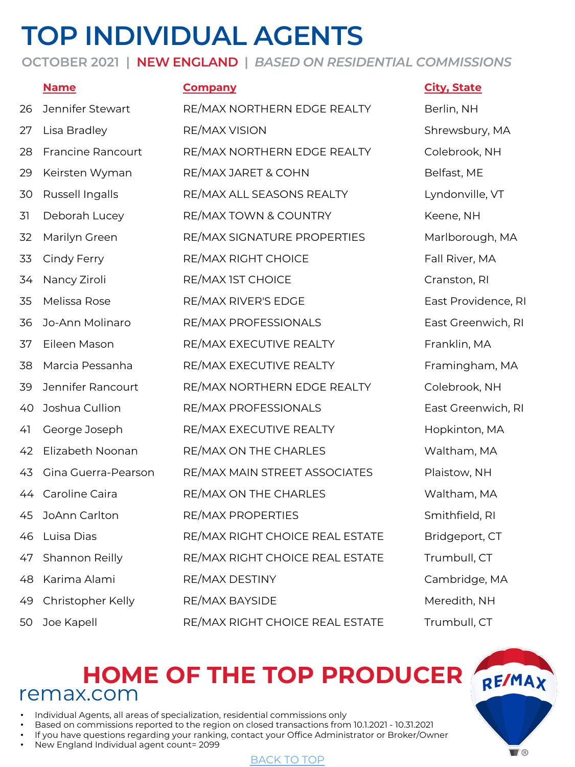# TOP INDIVIDUAL AGENTS

OCTOBER 2021 | NEW ENGLAND | *BASED ON RESIDENTIAL COMMISSIONS*

| | Name | Company | City, State |
|---|---|---|---|
| 26 | Jennifer Stewart | RE/MAX NORTHERN EDGE REALTY | Berlin, NH |
| 27 | Lisa Bradley | RE/MAX VISION | Shrewsbury, MA |
| 28 | Francine Rancourt | RE/MAX NORTHERN EDGE REALTY | Colebrook, NH |
| 29 | Keirsten Wyman | RE/MAX JARET & COHN | Belfast, ME |
| 30 | Russell Ingalls | RE/MAX ALL SEASONS REALTY | Lyndonville, VT |
| 31 | Deborah Lucey | RE/MAX TOWN & COUNTRY | Keene, NH |
| 32 | Marilyn Green | RE/MAX SIGNATURE PROPERTIES | Marlborough, MA |
| 33 | Cindy Ferry | RE/MAX RIGHT CHOICE | Fall River, MA |
| 34 | Nancy Ziroli | RE/MAX 1ST CHOICE | Cranston, RI |
| 35 | Melissa Rose | RE/MAX RIVER'S EDGE | East Providence, RI |
| 36 | Jo-Ann Molinaro | RE/MAX PROFESSIONALS | East Greenwich, RI |
| 37 | Eileen Mason | RE/MAX EXECUTIVE REALTY | Franklin, MA |
| 38 | Marcia Pessanha | RE/MAX EXECUTIVE REALTY | Framingham, MA |
| 39 | Jennifer Rancourt | RE/MAX NORTHERN EDGE REALTY | Colebrook, NH |
| 40 | Joshua Cullion | RE/MAX PROFESSIONALS | East Greenwich, RI |
| 41 | George Joseph | RE/MAX EXECUTIVE REALTY | Hopkinton, MA |
| 42 | Elizabeth Noonan | RE/MAX ON THE CHARLES | Waltham, MA |
| 43 | Gina Guerra-Pearson | RE/MAX MAIN STREET ASSOCIATES | Plaistow, NH |
| 44 | Caroline Caira | RE/MAX ON THE CHARLES | Waltham, MA |
| 45 | JoAnn Carlton | RE/MAX PROPERTIES | Smithfield, RI |
| 46 | Luisa Dias | RE/MAX RIGHT CHOICE REAL ESTATE | Bridgeport, CT |
| 47 | Shannon Reilly | RE/MAX RIGHT CHOICE REAL ESTATE | Trumbull, CT |
| 48 | Karima Alami | RE/MAX DESTINY | Cambridge, MA |
| 49 | Christopher Kelly | RE/MAX BAYSIDE | Meredith, NH |
| 50 | Joe Kapell | RE/MAX RIGHT CHOICE REAL ESTATE | Trumbull, CT |

## HOME OF THE TOP PRODUCER

remax.com

- Individual Agents, all areas of specialization, residential commissions only
- Based on commissions reported to the region on closed transactions from 10.1.2021 - 10.31.2021
- If you have questions regarding your ranking, contact your Office Administrator or Broker/Owner
- New England Individual agent count= 2099

BACK TO TOP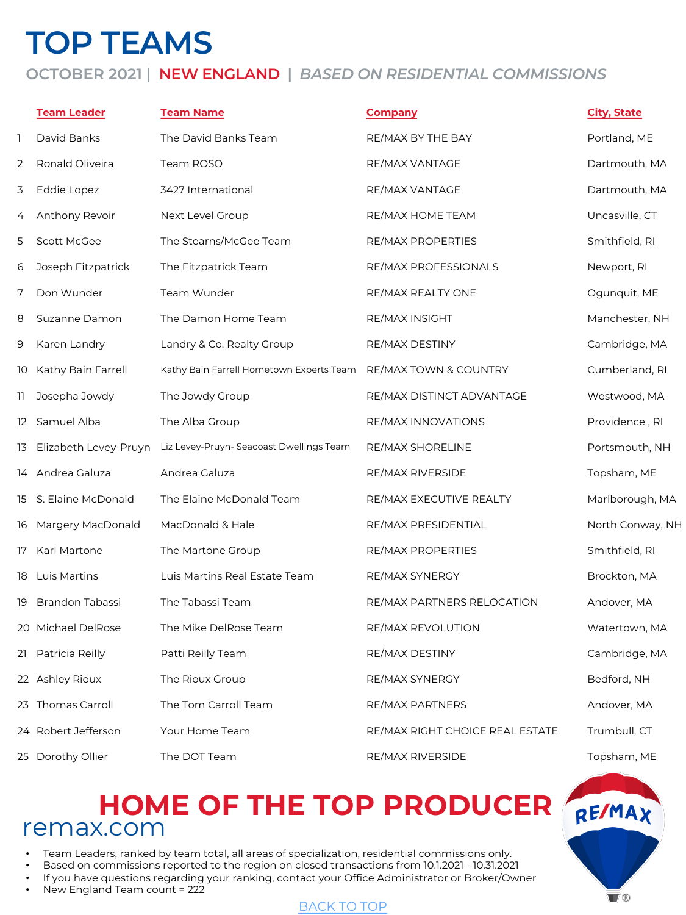# TOP TEAMS

## OCTOBER 2021 | NEW ENGLAND | *BASED ON RESIDENTIAL COMMISSIONS*

| | Team Leader | Team Name | Company | City, State |
|---|---|---|---|---|
| 1 | David Banks | The David Banks Team | RE/MAX BY THE BAY | Portland, ME |
| 2 | Ronald Oliveira | Team ROSO | RE/MAX VANTAGE | Dartmouth, MA |
| 3 | Eddie Lopez | 3427 International | RE/MAX VANTAGE | Dartmouth, MA |
| 4 | Anthony Revoir | Next Level Group | RE/MAX HOME TEAM | Uncasville, CT |
| 5 | Scott McGee | The Stearns/McGee Team | RE/MAX PROPERTIES | Smithfield, RI |
| 6 | Joseph Fitzpatrick | The Fitzpatrick Team | RE/MAX PROFESSIONALS | Newport, RI |
| 7 | Don Wunder | Team Wunder | RE/MAX REALTY ONE | Ogunquit, ME |
| 8 | Suzanne Damon | The Damon Home Team | RE/MAX INSIGHT | Manchester, NH |
| 9 | Karen Landry | Landry & Co. Realty Group | RE/MAX DESTINY | Cambridge, MA |
| 10 | Kathy Bain Farrell | Kathy Bain Farrell Hometown Experts Team | RE/MAX TOWN & COUNTRY | Cumberland, RI |
| 11 | Josepha Jowdy | The Jowdy Group | RE/MAX DISTINCT ADVANTAGE | Westwood, MA |
| 12 | Samuel Alba | The Alba Group | RE/MAX INNOVATIONS | Providence , RI |
| 13 | Elizabeth Levey-Pruyn | Liz Levey-Pruyn- Seacoast Dwellings Team | RE/MAX SHORELINE | Portsmouth, NH |
| 14 | Andrea Galuza | Andrea Galuza | RE/MAX RIVERSIDE | Topsham, ME |
| 15 | S. Elaine McDonald | The Elaine McDonald Team | RE/MAX EXECUTIVE REALTY | Marlborough, MA |
| 16 | Margery MacDonald | MacDonald & Hale | RE/MAX PRESIDENTIAL | North Conway, NH |
| 17 | Karl Martone | The Martone Group | RE/MAX PROPERTIES | Smithfield, RI |
| 18 | Luis Martins | Luis Martins Real Estate Team | RE/MAX SYNERGY | Brockton, MA |
| 19 | Brandon Tabassi | The Tabassi Team | RE/MAX PARTNERS RELOCATION | Andover, MA |
| 20 | Michael DelRose | The Mike DelRose Team | RE/MAX REVOLUTION | Watertown, MA |
| 21 | Patricia Reilly | Patti Reilly Team | RE/MAX DESTINY | Cambridge, MA |
| 22 | Ashley Rioux | The Rioux Group | RE/MAX SYNERGY | Bedford, NH |
| 23 | Thomas Carroll | The Tom Carroll Team | RE/MAX PARTNERS | Andover, MA |
| 24 | Robert Jefferson | Your Home Team | RE/MAX RIGHT CHOICE REAL ESTATE | Trumbull, CT |
| 25 | Dorothy Ollier | The DOT Team | RE/MAX RIVERSIDE | Topsham, ME |

## HOME OF THE TOP PRODUCER

remax.com

- Team Leaders, ranked by team total, all areas of specialization, residential commissions only.
- Based on commissions reported to the region on closed transactions from 10.1.2021 - 10.31.2021
- If you have questions regarding your ranking, contact your Office Administrator or Broker/Owner
- New England Team count = 222

BACK TO TOP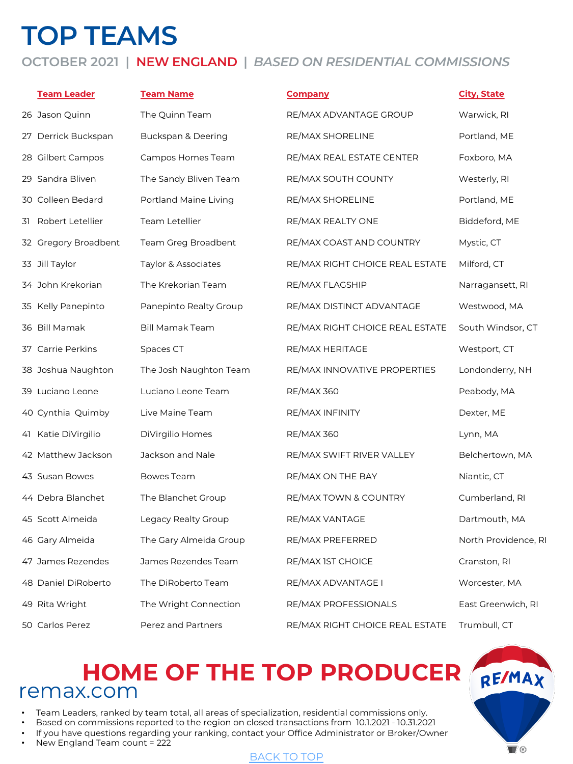# TOP TEAMS

## OCTOBER 2021 | NEW ENGLAND | *BASED ON RESIDENTIAL COMMISSIONS*

| | Team Leader | Team Name | Company | City, State |
|---|---|---|---|---|
| 26 | Jason Quinn | The Quinn Team | RE/MAX ADVANTAGE GROUP | Warwick, RI |
| 27 | Derrick Buckspan | Buckspan & Deering | RE/MAX SHORELINE | Portland, ME |
| 28 | Gilbert Campos | Campos Homes Team | RE/MAX REAL ESTATE CENTER | Foxboro, MA |
| 29 | Sandra Bliven | The Sandy Bliven Team | RE/MAX SOUTH COUNTY | Westerly, RI |
| 30 | Colleen Bedard | Portland Maine Living | RE/MAX SHORELINE | Portland, ME |
| 31 | Robert Letellier | Team Letellier | RE/MAX REALTY ONE | Biddeford, ME |
| 32 | Gregory Broadbent | Team Greg Broadbent | RE/MAX COAST AND COUNTRY | Mystic, CT |
| 33 | Jill Taylor | Taylor & Associates | RE/MAX RIGHT CHOICE REAL ESTATE | Milford, CT |
| 34 | John Krekorian | The Krekorian Team | RE/MAX FLAGSHIP | Narragansett, RI |
| 35 | Kelly Panepinto | Panepinto Realty Group | RE/MAX DISTINCT ADVANTAGE | Westwood, MA |
| 36 | Bill Mamak | Bill Mamak Team | RE/MAX RIGHT CHOICE REAL ESTATE | South Windsor, CT |
| 37 | Carrie Perkins | Spaces CT | RE/MAX HERITAGE | Westport, CT |
| 38 | Joshua Naughton | The Josh Naughton Team | RE/MAX INNOVATIVE PROPERTIES | Londonderry, NH |
| 39 | Luciano Leone | Luciano Leone Team | RE/MAX 360 | Peabody, MA |
| 40 | Cynthia Quimby | Live Maine Team | RE/MAX INFINITY | Dexter, ME |
| 41 | Katie DiVirgilio | DiVirgilio Homes | RE/MAX 360 | Lynn, MA |
| 42 | Matthew Jackson | Jackson and Nale | RE/MAX SWIFT RIVER VALLEY | Belchertown, MA |
| 43 | Susan Bowes | Bowes Team | RE/MAX ON THE BAY | Niantic, CT |
| 44 | Debra Blanchet | The Blanchet Group | RE/MAX TOWN & COUNTRY | Cumberland, RI |
| 45 | Scott Almeida | Legacy Realty Group | RE/MAX VANTAGE | Dartmouth, MA |
| 46 | Gary Almeida | The Gary Almeida Group | RE/MAX PREFERRED | North Providence, RI |
| 47 | James Rezendes | James Rezendes Team | RE/MAX 1ST CHOICE | Cranston, RI |
| 48 | Daniel DiRoberto | The DiRoberto Team | RE/MAX ADVANTAGE I | Worcester, MA |
| 49 | Rita Wright | The Wright Connection | RE/MAX PROFESSIONALS | East Greenwich, RI |
| 50 | Carlos Perez | Perez and Partners | RE/MAX RIGHT CHOICE REAL ESTATE | Trumbull, CT |

**HOME OF THE TOP PRODUCER**

remax.com

- Team Leaders, ranked by team total, all areas of specialization, residential commissions only.
- Based on commissions reported to the region on closed transactions from 10.1.2021 - 10.31.2021
- If you have questions regarding your ranking, contact your Office Administrator or Broker/Owner
- New England Team count = 222

BACK TO TOP